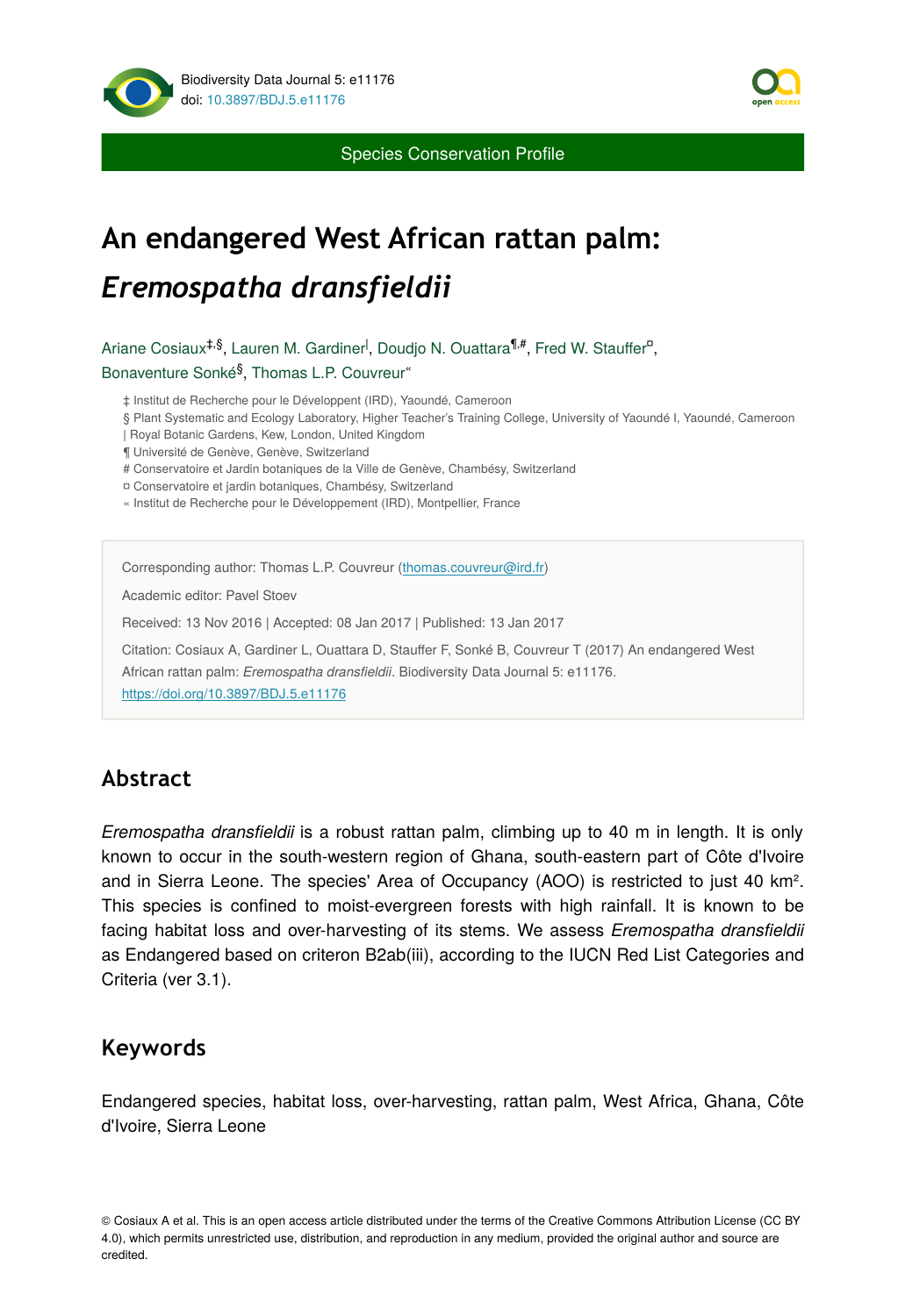Species Conservation Profile

# An endangered West African rattan palm: *Eremospatha dransfieldii*

Ariane Cosiaux[‡,§], Lauren M. Gardiner[|], Doudjo N. Ouattara[¶,#], Fred W. Stauffer[¤], Bonaventure Sonké[§], Thomas L.P. Couvreur[«]

‡ Institut de Recherche pour le Développent (IRD), Yaoundé, Cameroon
§ Plant Systematic and Ecology Laboratory, Higher Teacher's Training College, University of Yaoundé I, Yaoundé, Cameroon
| Royal Botanic Gardens, Kew, London, United Kingdom
¶ Université de Genève, Genève, Switzerland
# Conservatoire et Jardin botaniques de la Ville de Genève, Chambésy, Switzerland
¤ Conservatoire et jardin botaniques, Chambésy, Switzerland
« Institut de Recherche pour le Développement (IRD), Montpellier, France

Corresponding author: Thomas L.P. Couvreur (thomas.couvreur@ird.fr)

Academic editor: Pavel Stoev

Received: 13 Nov 2016 | Accepted: 08 Jan 2017 | Published: 13 Jan 2017

Citation: Cosiaux A, Gardiner L, Ouattara D, Stauffer F, Sonké B, Couvreur T (2017) An endangered West African rattan palm: *Eremospatha dransfieldii*. Biodiversity Data Journal 5: e11176. https://doi.org/10.3897/BDJ.5.e11176

## Abstract

*Eremospatha dransfieldii* is a robust rattan palm, climbing up to 40 m in length. It is only known to occur in the south-western region of Ghana, south-eastern part of Côte d'Ivoire and in Sierra Leone. The species' Area of Occupancy (AOO) is restricted to just 40 km². This species is confined to moist-evergreen forests with high rainfall. It is known to be facing habitat loss and over-harvesting of its stems. We assess *Eremospatha dransfieldii* as Endangered based on criteron B2ab(iii), according to the IUCN Red List Categories and Criteria (ver 3.1).

## Keywords

Endangered species, habitat loss, over-harvesting, rattan palm, West Africa, Ghana, Côte d'Ivoire, Sierra Leone

© Cosiaux A et al. This is an open access article distributed under the terms of the Creative Commons Attribution License (CC BY 4.0), which permits unrestricted use, distribution, and reproduction in any medium, provided the original author and source are credited.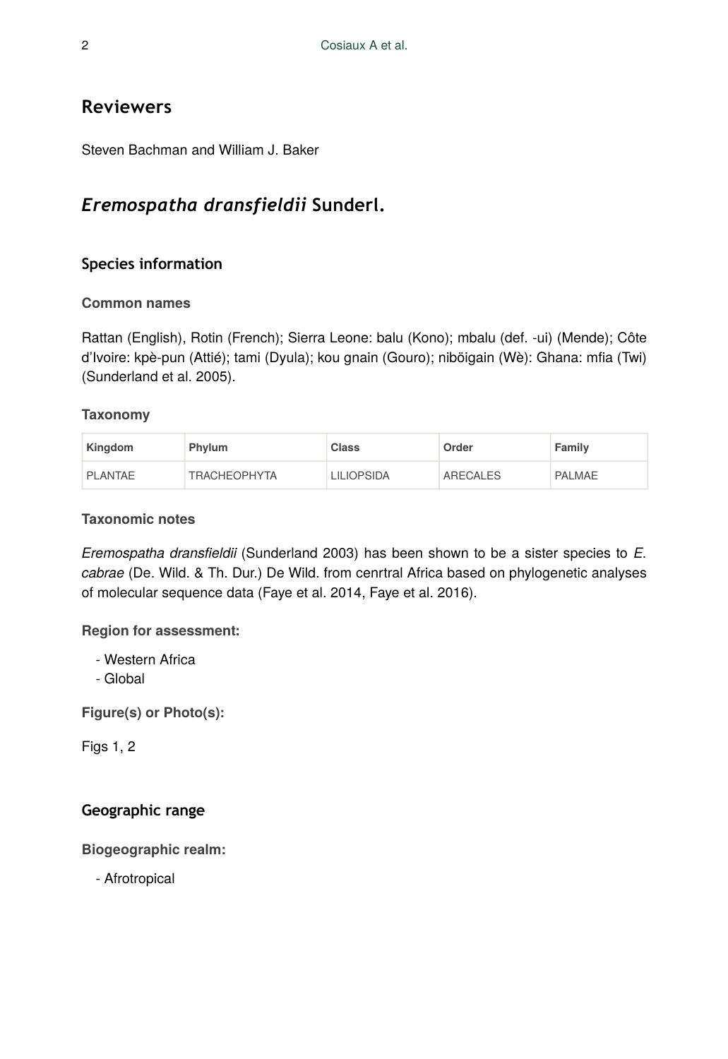## Reviewers

Steven Bachman and William J. Baker

## *Eremospatha dransfieldii* Sunderl.

### Species information

#### Common names

Rattan (English), Rotin (French); Sierra Leone: balu (Kono); mbalu (def. -ui) (Mende); Côte d'Ivoire: kpè-pun (Attié); tami (Dyula); kou gnain (Gouro); niböigain (Wè): Ghana: mfia (Twi) (Sunderland et al. 2005).

#### Taxonomy

| Kingdom | Phylum | Class | Order | Family |
| --- | --- | --- | --- | --- |
| PLANTAE | TRACHEOPHYTA | LILIOPSIDA | ARECALES | PALMAE |

#### Taxonomic notes

*Eremospatha dransfieldii* (Sunderland 2003) has been shown to be a sister species to *E. cabrae* (De. Wild. & Th. Dur.) De Wild. from cenrtral Africa based on phylogenetic analyses of molecular sequence data (Faye et al. 2014, Faye et al. 2016).

**Region for assessment:**

- Western Africa
- Global

**Figure(s) or Photo(s):**

Figs 1, 2

### Geographic range

**Biogeographic realm:**

- Afrotropical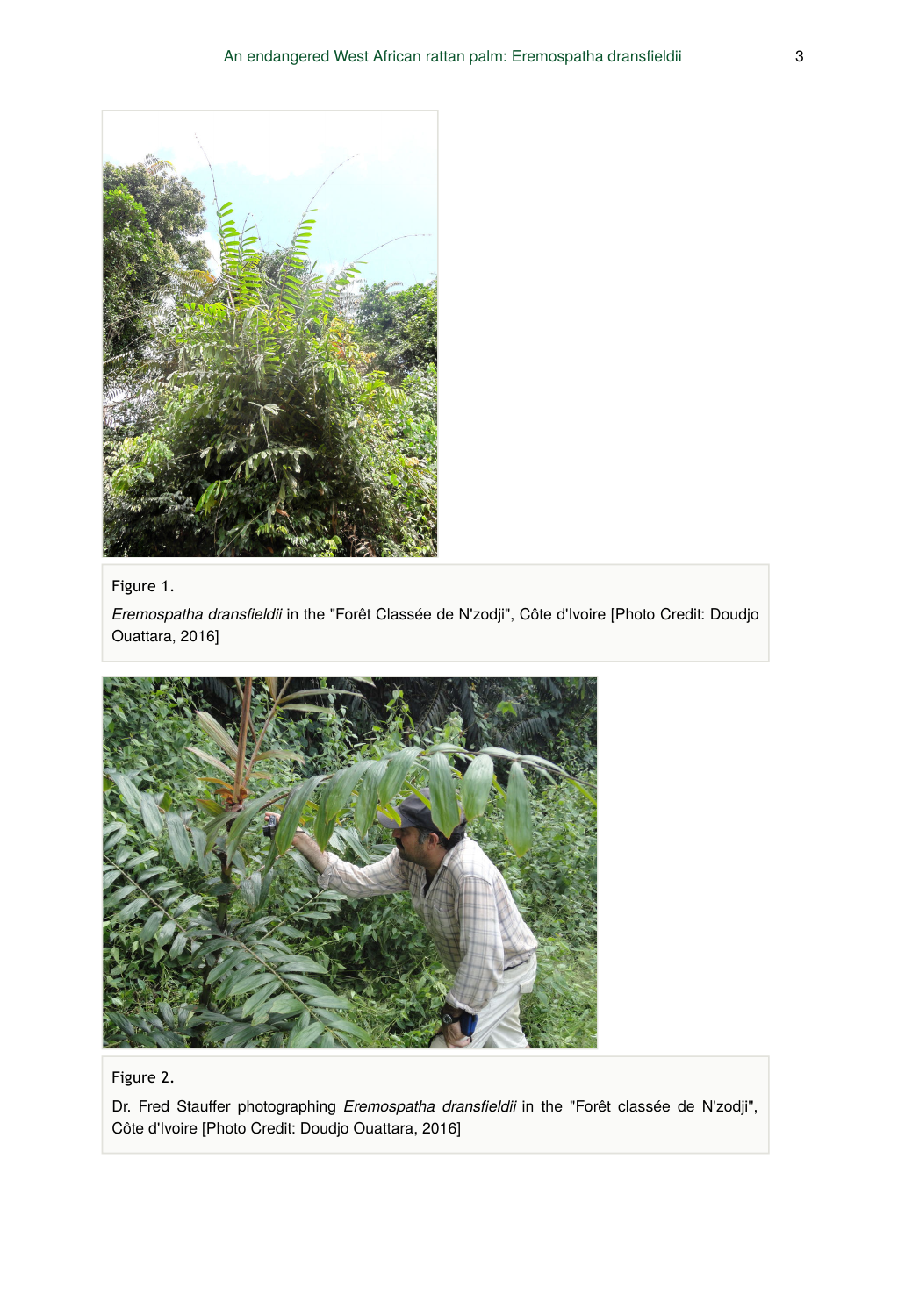Figure 1.

*Eremospatha dransfieldii* in the "Forêt Classée de N'zodji", Côte d'Ivoire [Photo Credit: Doudjo Ouattara, 2016]

Figure 2.

Dr. Fred Stauffer photographing *Eremospatha dransfieldii* in the "Forêt classée de N'zodji", Côte d'Ivoire [Photo Credit: Doudjo Ouattara, 2016]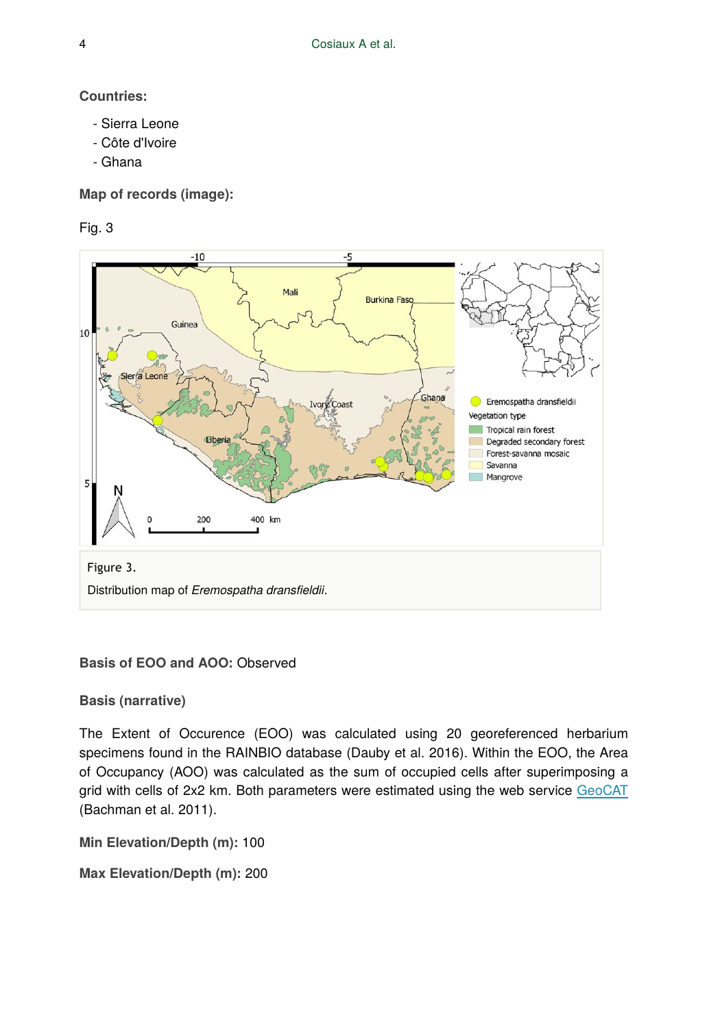**Countries:**

- Sierra Leone
- Côte d'Ivoire
- Ghana

**Map of records (image):**

Fig. 3

Figure 3.

Distribution map of *Eremospatha dransfieldii*.

**Basis of EOO and AOO:** Observed

**Basis (narrative)**

The Extent of Occurence (EOO) was calculated using 20 georeferenced herbarium specimens found in the RAINBIO database (Dauby et al. 2016). Within the EOO, the Area of Occupancy (AOO) was calculated as the sum of occupied cells after superimposing a grid with cells of 2x2 km. Both parameters were estimated using the web service GeoCAT (Bachman et al. 2011).

**Min Elevation/Depth (m):** 100

**Max Elevation/Depth (m):** 200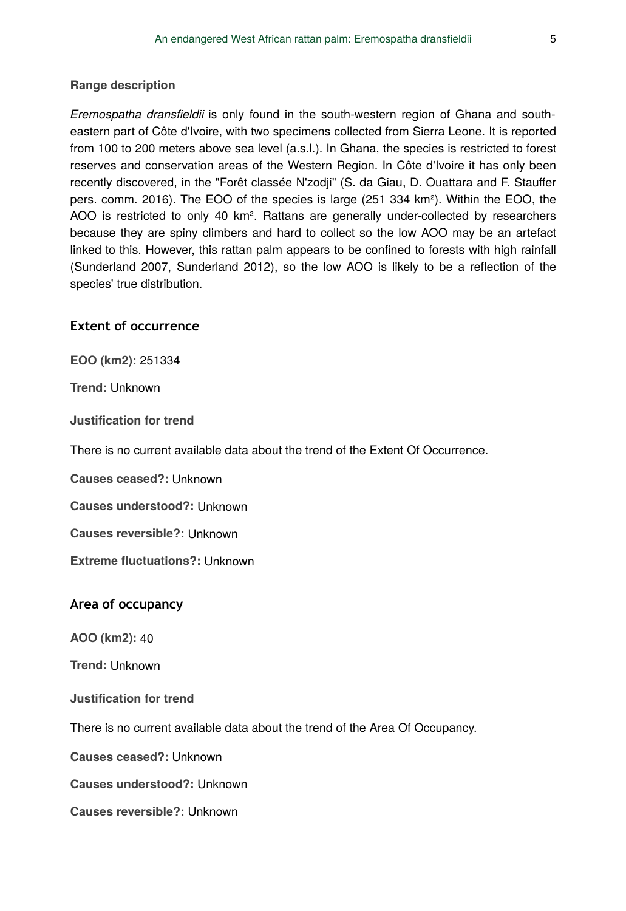**Range description**

*Eremospatha dransfieldii* is only found in the south-western region of Ghana and south-eastern part of Côte d'Ivoire, with two specimens collected from Sierra Leone. It is reported from 100 to 200 meters above sea level (a.s.l.). In Ghana, the species is restricted to forest reserves and conservation areas of the Western Region. In Côte d'Ivoire it has only been recently discovered, in the "Forêt classée N'zodji" (S. da Giau, D. Ouattara and F. Stauffer pers. comm. 2016). The EOO of the species is large (251 334 km²). Within the EOO, the AOO is restricted to only 40 km². Rattans are generally under-collected by researchers because they are spiny climbers and hard to collect so the low AOO may be an artefact linked to this. However, this rattan palm appears to be confined to forests with high rainfall (Sunderland 2007, Sunderland 2012), so the low AOO is likely to be a reflection of the species' true distribution.

## Extent of occurrence

**EOO (km2):** 251334

**Trend:** Unknown

**Justification for trend**

There is no current available data about the trend of the Extent Of Occurrence.

**Causes ceased?:** Unknown

**Causes understood?:** Unknown

**Causes reversible?:** Unknown

**Extreme fluctuations?:** Unknown

## Area of occupancy

**AOO (km2):** 40

**Trend:** Unknown

**Justification for trend**

There is no current available data about the trend of the Area Of Occupancy.

**Causes ceased?:** Unknown

**Causes understood?:** Unknown

**Causes reversible?:** Unknown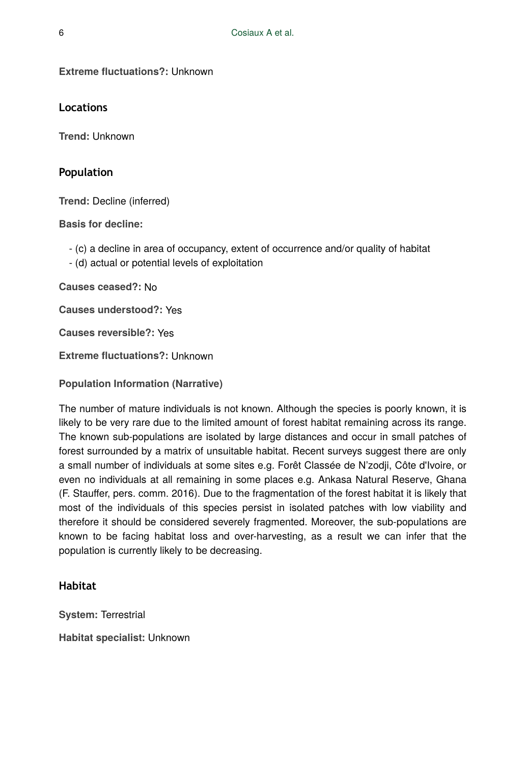**Extreme fluctuations?:** Unknown

## Locations

**Trend:** Unknown

## Population

**Trend:** Decline (inferred)

**Basis for decline:**

- (c) a decline in area of occupancy, extent of occurrence and/or quality of habitat
- (d) actual or potential levels of exploitation

**Causes ceased?:** No

**Causes understood?:** Yes

**Causes reversible?:** Yes

**Extreme fluctuations?:** Unknown

**Population Information (Narrative)**

The number of mature individuals is not known. Although the species is poorly known, it is likely to be very rare due to the limited amount of forest habitat remaining across its range. The known sub-populations are isolated by large distances and occur in small patches of forest surrounded by a matrix of unsuitable habitat. Recent surveys suggest there are only a small number of individuals at some sites e.g. Forêt Classée de N'zodji, Côte d'Ivoire, or even no individuals at all remaining in some places e.g. Ankasa Natural Reserve, Ghana (F. Stauffer, pers. comm. 2016). Due to the fragmentation of the forest habitat it is likely that most of the individuals of this species persist in isolated patches with low viability and therefore it should be considered severely fragmented. Moreover, the sub-populations are known to be facing habitat loss and over-harvesting, as a result we can infer that the population is currently likely to be decreasing.

## Habitat

**System:** Terrestrial

**Habitat specialist:** Unknown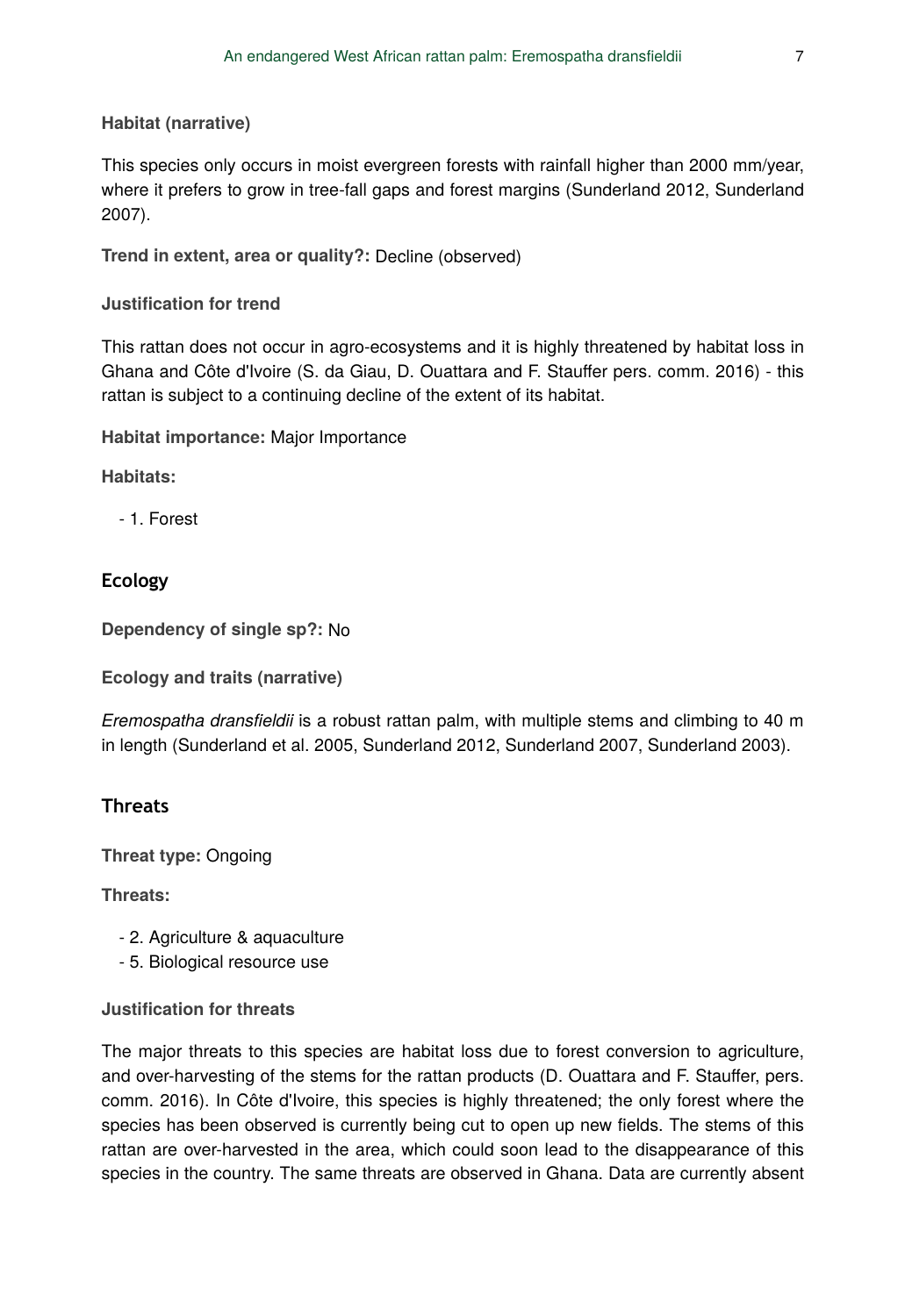**Habitat (narrative)**

This species only occurs in moist evergreen forests with rainfall higher than 2000 mm/year, where it prefers to grow in tree-fall gaps and forest margins (Sunderland 2012, Sunderland 2007).

**Trend in extent, area or quality?:** Decline (observed)

**Justification for trend**

This rattan does not occur in agro-ecosystems and it is highly threatened by habitat loss in Ghana and Côte d'Ivoire (S. da Giau, D. Ouattara and F. Stauffer pers. comm. 2016) - this rattan is subject to a continuing decline of the extent of its habitat.

**Habitat importance:** Major Importance

**Habitats:**

- 1. Forest

## Ecology

**Dependency of single sp?:** No

**Ecology and traits (narrative)**

*Eremospatha dransfieldii* is a robust rattan palm, with multiple stems and climbing to 40 m in length (Sunderland et al. 2005, Sunderland 2012, Sunderland 2007, Sunderland 2003).

## Threats

**Threat type:** Ongoing

**Threats:**

- 2. Agriculture & aquaculture
- 5. Biological resource use

**Justification for threats**

The major threats to this species are habitat loss due to forest conversion to agriculture, and over-harvesting of the stems for the rattan products (D. Ouattara and F. Stauffer, pers. comm. 2016). In Côte d'Ivoire, this species is highly threatened; the only forest where the species has been observed is currently being cut to open up new fields. The stems of this rattan are over-harvested in the area, which could soon lead to the disappearance of this species in the country. The same threats are observed in Ghana. Data are currently absent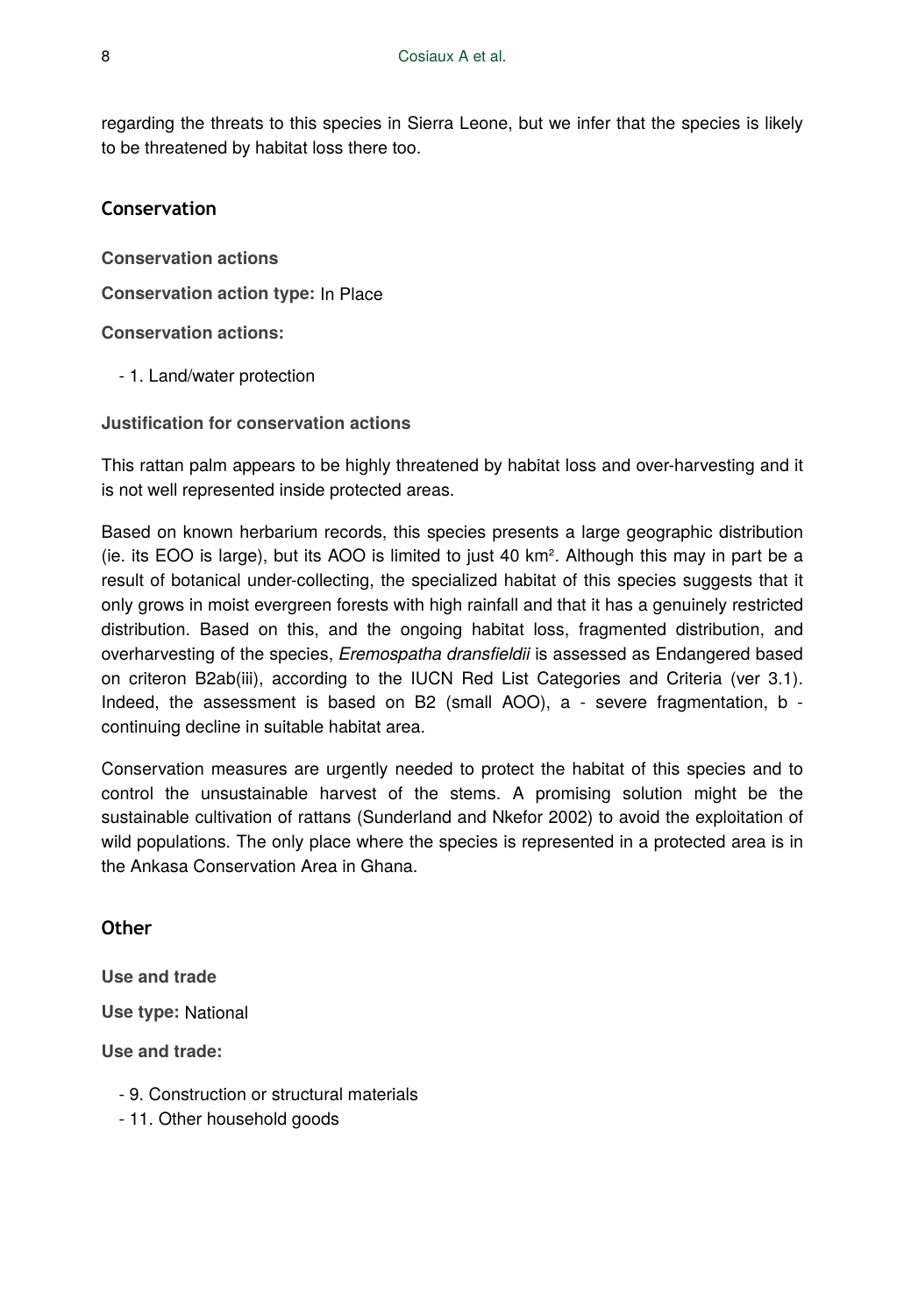regarding the threats to this species in Sierra Leone, but we infer that the species is likely to be threatened by habitat loss there too.

## Conservation

**Conservation actions**

**Conservation action type:** In Place

**Conservation actions:**

- 1. Land/water protection

**Justification for conservation actions**

This rattan palm appears to be highly threatened by habitat loss and over-harvesting and it is not well represented inside protected areas.

Based on known herbarium records, this species presents a large geographic distribution (ie. its EOO is large), but its AOO is limited to just 40 km². Although this may in part be a result of botanical under-collecting, the specialized habitat of this species suggests that it only grows in moist evergreen forests with high rainfall and that it has a genuinely restricted distribution. Based on this, and the ongoing habitat loss, fragmented distribution, and overharvesting of the species, *Eremospatha dransfieldii* is assessed as Endangered based on criteron B2ab(iii), according to the IUCN Red List Categories and Criteria (ver 3.1). Indeed, the assessment is based on B2 (small AOO), a - severe fragmentation, b - continuing decline in suitable habitat area.

Conservation measures are urgently needed to protect the habitat of this species and to control the unsustainable harvest of the stems. A promising solution might be the sustainable cultivation of rattans (Sunderland and Nkefor 2002) to avoid the exploitation of wild populations. The only place where the species is represented in a protected area is in the Ankasa Conservation Area in Ghana.

## Other

**Use and trade**

**Use type:** National

**Use and trade:**

- 9. Construction or structural materials
- 11. Other household goods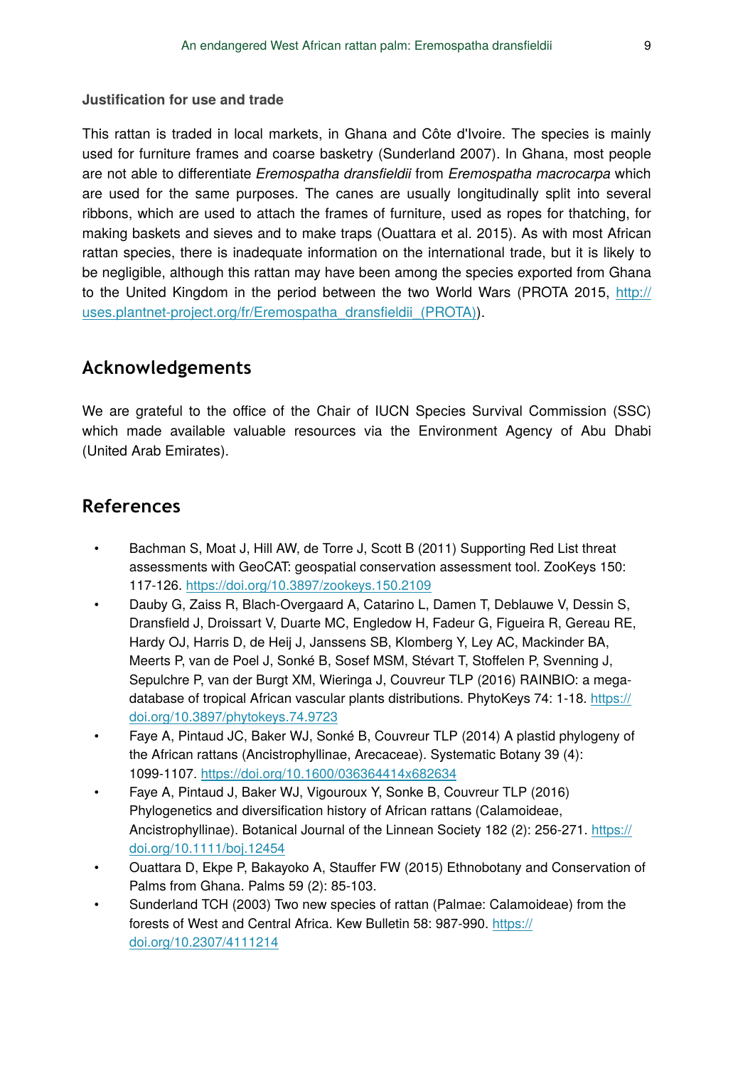**Justification for use and trade**

This rattan is traded in local markets, in Ghana and Côte d'Ivoire. The species is mainly used for furniture frames and coarse basketry (Sunderland 2007). In Ghana, most people are not able to differentiate *Eremospatha dransfieldii* from *Eremospatha macrocarpa* which are used for the same purposes. The canes are usually longitudinally split into several ribbons, which are used to attach the frames of furniture, used as ropes for thatching, for making baskets and sieves and to make traps (Ouattara et al. 2015). As with most African rattan species, there is inadequate information on the international trade, but it is likely to be negligible, although this rattan may have been among the species exported from Ghana to the United Kingdom in the period between the two World Wars (PROTA 2015, http://uses.plantnet-project.org/fr/Eremospatha_dransfieldii_(PROTA)).

## Acknowledgements

We are grateful to the office of the Chair of IUCN Species Survival Commission (SSC) which made available valuable resources via the Environment Agency of Abu Dhabi (United Arab Emirates).

## References

- Bachman S, Moat J, Hill AW, de Torre J, Scott B (2011) Supporting Red List threat assessments with GeoCAT: geospatial conservation assessment tool. ZooKeys 150: 117-126. https://doi.org/10.3897/zookeys.150.2109
- Dauby G, Zaiss R, Blach-Overgaard A, Catarino L, Damen T, Deblauwe V, Dessin S, Dransfield J, Droissart V, Duarte MC, Engledow H, Fadeur G, Figueira R, Gereau RE, Hardy OJ, Harris D, de Heij J, Janssens SB, Klomberg Y, Ley AC, Mackinder BA, Meerts P, van de Poel J, Sonké B, Sosef MSM, Stévart T, Stoffelen P, Svenning J, Sepulchre P, van der Burgt XM, Wieringa J, Couvreur TLP (2016) RAINBIO: a mega-database of tropical African vascular plants distributions. PhytoKeys 74: 1-18. https://doi.org/10.3897/phytokeys.74.9723
- Faye A, Pintaud JC, Baker WJ, Sonké B, Couvreur TLP (2014) A plastid phylogeny of the African rattans (Ancistrophyllinae, Arecaceae). Systematic Botany 39 (4): 1099-1107. https://doi.org/10.1600/036364414x682634
- Faye A, Pintaud J, Baker WJ, Vigouroux Y, Sonke B, Couvreur TLP (2016) Phylogenetics and diversification history of African rattans (Calamoideae, Ancistrophyllinae). Botanical Journal of the Linnean Society 182 (2): 256-271. https://doi.org/10.1111/boj.12454
- Ouattara D, Ekpe P, Bakayoko A, Stauffer FW (2015) Ethnobotany and Conservation of Palms from Ghana. Palms 59 (2): 85-103.
- Sunderland TCH (2003) Two new species of rattan (Palmae: Calamoideae) from the forests of West and Central Africa. Kew Bulletin 58: 987-990. https://doi.org/10.2307/4111214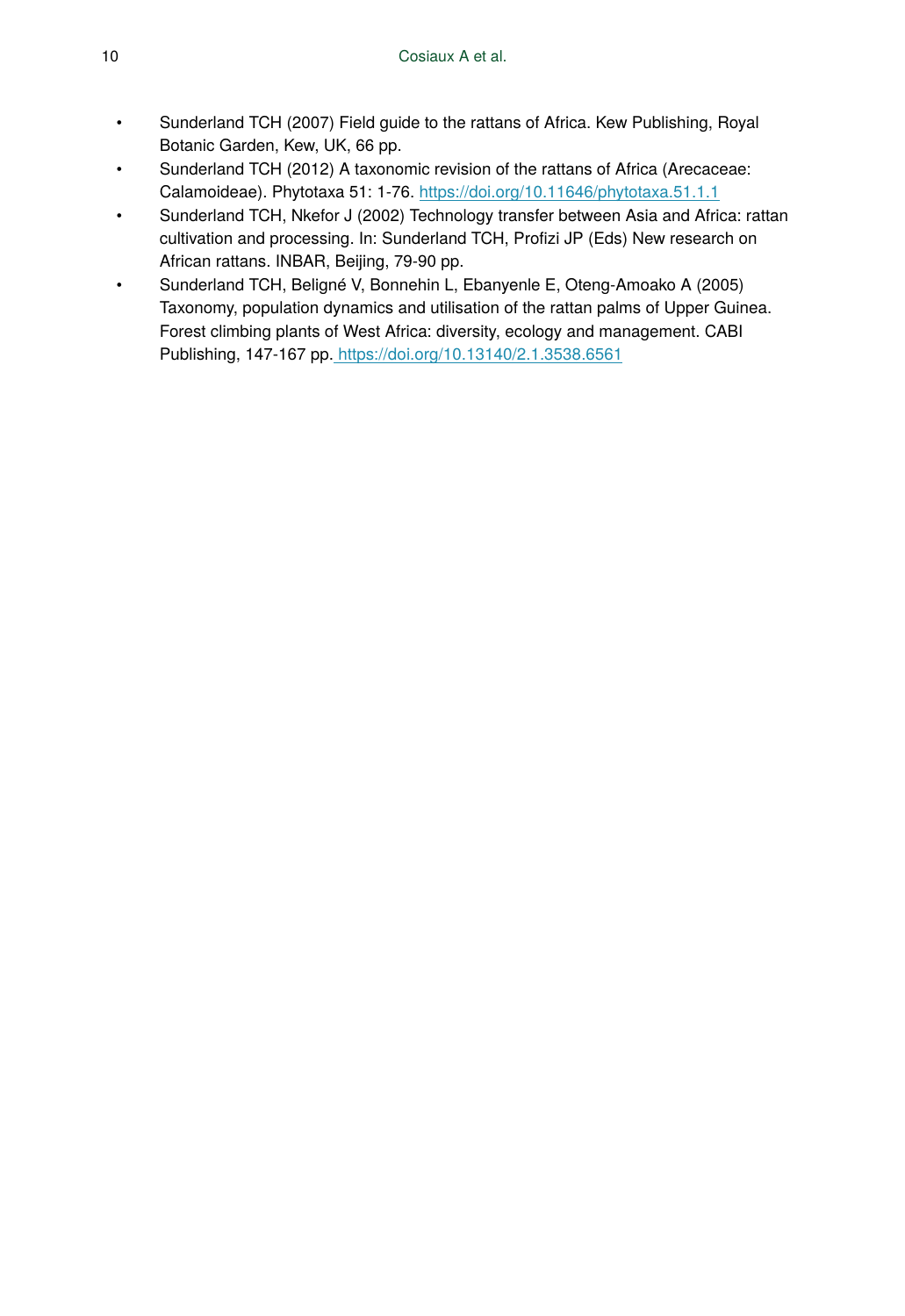- Sunderland TCH (2007) Field guide to the rattans of Africa. Kew Publishing, Royal Botanic Garden, Kew, UK, 66 pp.
- Sunderland TCH (2012) A taxonomic revision of the rattans of Africa (Arecaceae: Calamoideae). Phytotaxa 51: 1-76. https://doi.org/10.11646/phytotaxa.51.1.1
- Sunderland TCH, Nkefor J (2002) Technology transfer between Asia and Africa: rattan cultivation and processing. In: Sunderland TCH, Profizi JP (Eds) New research on African rattans. INBAR, Beijing, 79-90 pp.
- Sunderland TCH, Beligné V, Bonnehin L, Ebanyenle E, Oteng-Amoako A (2005) Taxonomy, population dynamics and utilisation of the rattan palms of Upper Guinea. Forest climbing plants of West Africa: diversity, ecology and management. CABI Publishing, 147-167 pp. https://doi.org/10.13140/2.1.3538.6561